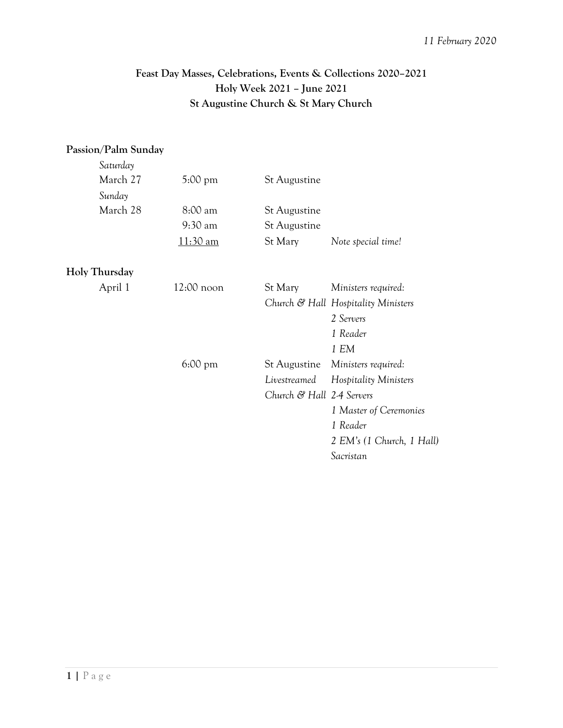*11 February 2020*

**Feast Day Masses, Celebrations, Events & Collections 2020–2021**
**Holy Week 2021 – June 2021**
**St Augustine Church & St Mary Church**

## Passion/Palm Sunday

| | | | |
|---|---|---|---|
| *Saturday* | | | |
| March 27 | 5:00 pm | St Augustine | |
| *Sunday* | | | |
| March 28 | 8:00 am | St Augustine | |
| | 9:30 am | St Augustine | |
| | <u>11:30 am</u> | St Mary | *Note special time!* |

## Holy Thursday

| | | | |
|---|---|---|---|
| April 1 | 12:00 noon | St Mary | *Ministers required:* |
| | | *Church & Hall* | *Hospitality Ministers* |
| | | | *2 Servers* |
| | | | *1 Reader* |
| | | | *1 EM* |
| | 6:00 pm | St Augustine | *Ministers required:* |
| | | *Livestreamed* | *Hospitality Ministers* |
| | | *Church & Hall* | *2-4 Servers* |
| | | | *1 Master of Ceremonies* |
| | | | *1 Reader* |
| | | | *2 EM's (1 Church, 1 Hall)* |
| | | | *Sacristan* |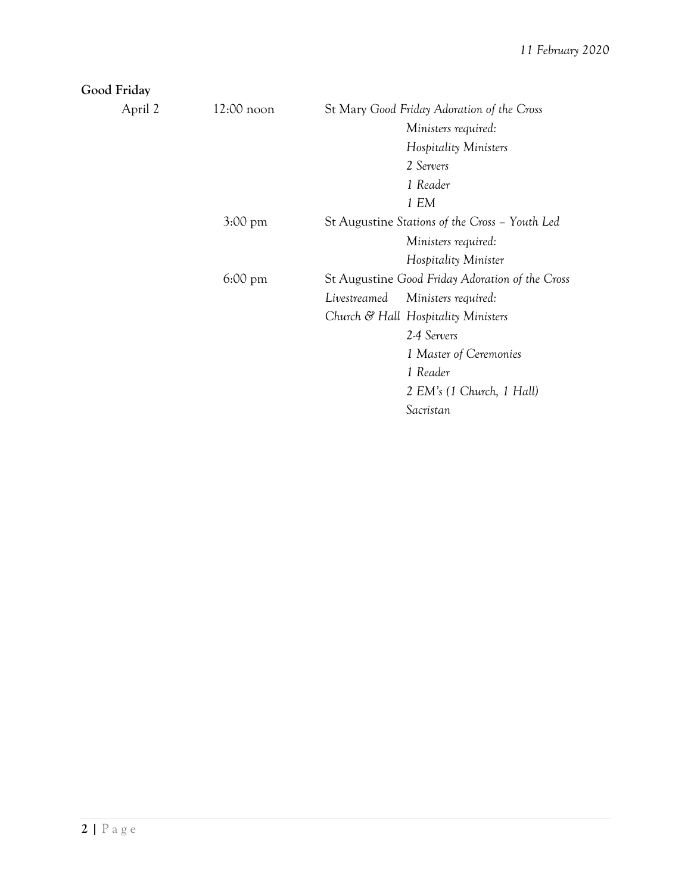**Good Friday**

| | | | |
|---|---|---|---|
| April 2 | 12:00 noon | St Mary *Good Friday Adoration of the Cross* | |
| | | | *Ministers required:* |
| | | | *Hospitality Ministers* |
| | | | *2 Servers* |
| | | | *1 Reader* |
| | | | *1 EM* |
| | 3:00 pm | St Augustine *Stations of the Cross – Youth Led* | |
| | | | *Ministers required:* |
| | | | *Hospitality Minister* |
| | 6:00 pm | St Augustine *Good Friday Adoration of the Cross* | |
| | | *Livestreamed* | *Ministers required:* |
| | | *Church & Hall* | *Hospitality Ministers* |
| | | | *2-4 Servers* |
| | | | *1 Master of Ceremonies* |
| | | | *1 Reader* |
| | | | *2 EM's (1 Church, 1 Hall)* |
| | | | *Sacristan* |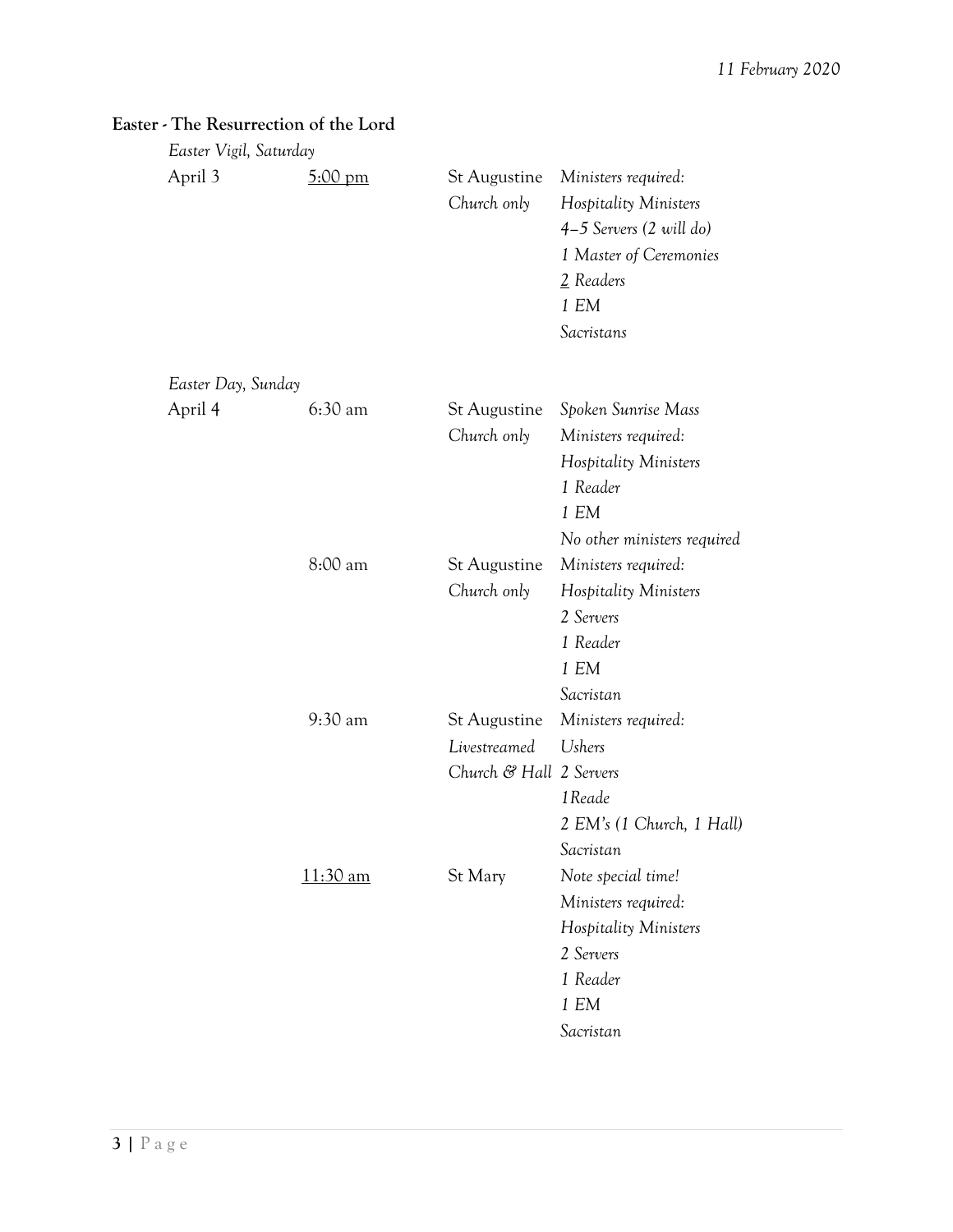*11 February 2020*

**Easter - The Resurrection of the Lord**

*Easter Vigil, Saturday*

| | | | |
|---|---|---|---|
| April 3 | <u>5:00 pm</u> | St Augustine<br>*Church only* | *Ministers required:*<br>*Hospitality Ministers*<br>*4–5 Servers (2 will do)*<br>*1 Master of Ceremonies*<br>*<u>2</u> Readers*<br>*1 EM*<br>*Sacristans* |

*Easter Day, Sunday*

| | | | |
|---|---|---|---|
| April 4 | 6:30 am | St Augustine<br>*Church only* | *Spoken Sunrise Mass*<br>*Ministers required:*<br>*Hospitality Ministers*<br>*1 Reader*<br>*1 EM*<br>*No other ministers required* |
| | 8:00 am | St Augustine<br>*Church only* | *Ministers required:*<br>*Hospitality Ministers*<br>*2 Servers*<br>*1 Reader*<br>*1 EM*<br>*Sacristan* |
| | 9:30 am | St Augustine<br>*Livestreamed*<br>*Church & Hall* | *Ministers required:*<br>*Ushers*<br>*2 Servers*<br>*1Reade*<br>*2 EM's (1 Church, 1 Hall)*<br>*Sacristan* |
| | <u>11:30 am</u> | St Mary | *Note special time!*<br>*Ministers required:*<br>*Hospitality Ministers*<br>*2 Servers*<br>*1 Reader*<br>*1 EM*<br>*Sacristan* |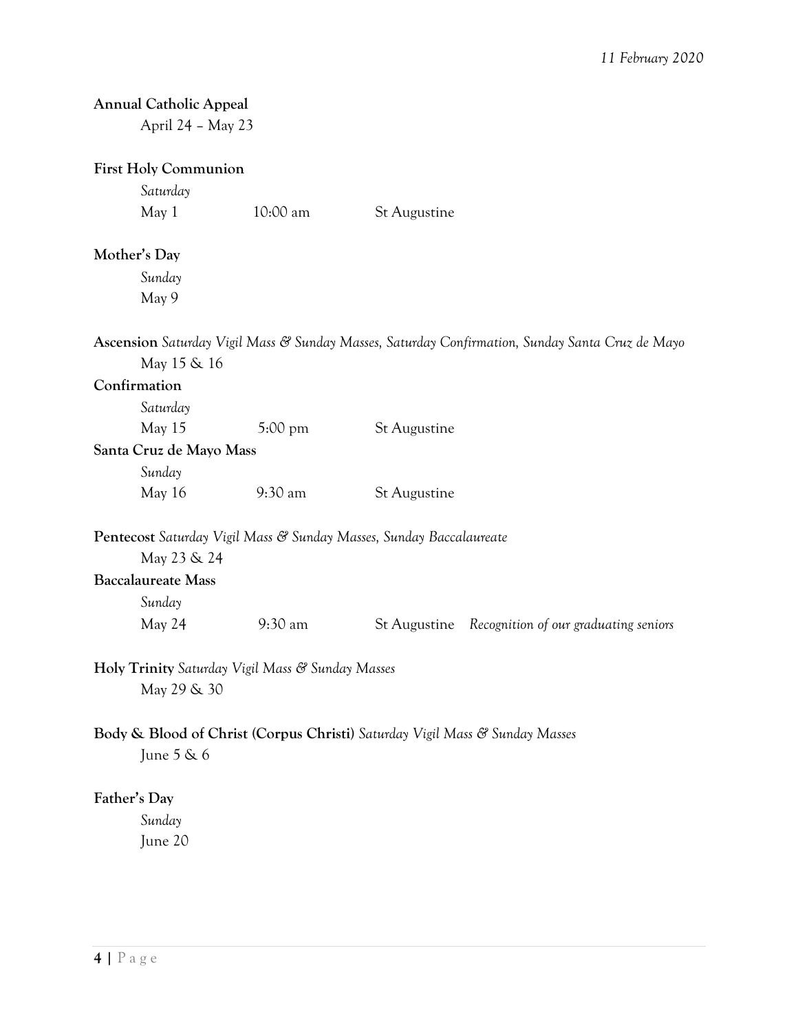**Annual Catholic Appeal**

April 24 – May 23

**First Holy Communion**

*Saturday*

May 1 10:00 am St Augustine

**Mother's Day**

*Sunday*

May 9

**Ascension** *Saturday Vigil Mass & Sunday Masses, Saturday Confirmation, Sunday Santa Cruz de Mayo*

May 15 & 16

**Confirmation**

*Saturday*

May 15 5:00 pm St Augustine

**Santa Cruz de Mayo Mass**

*Sunday*

May 16 9:30 am St Augustine

**Pentecost** *Saturday Vigil Mass & Sunday Masses, Sunday Baccalaureate*

May 23 & 24

**Baccalaureate Mass**

*Sunday*

May 24 9:30 am St Augustine *Recognition of our graduating seniors*

**Holy Trinity** *Saturday Vigil Mass & Sunday Masses*

May 29 & 30

**Body & Blood of Christ (Corpus Christi)** *Saturday Vigil Mass & Sunday Masses*

June 5 & 6

**Father's Day**

*Sunday*

June 20